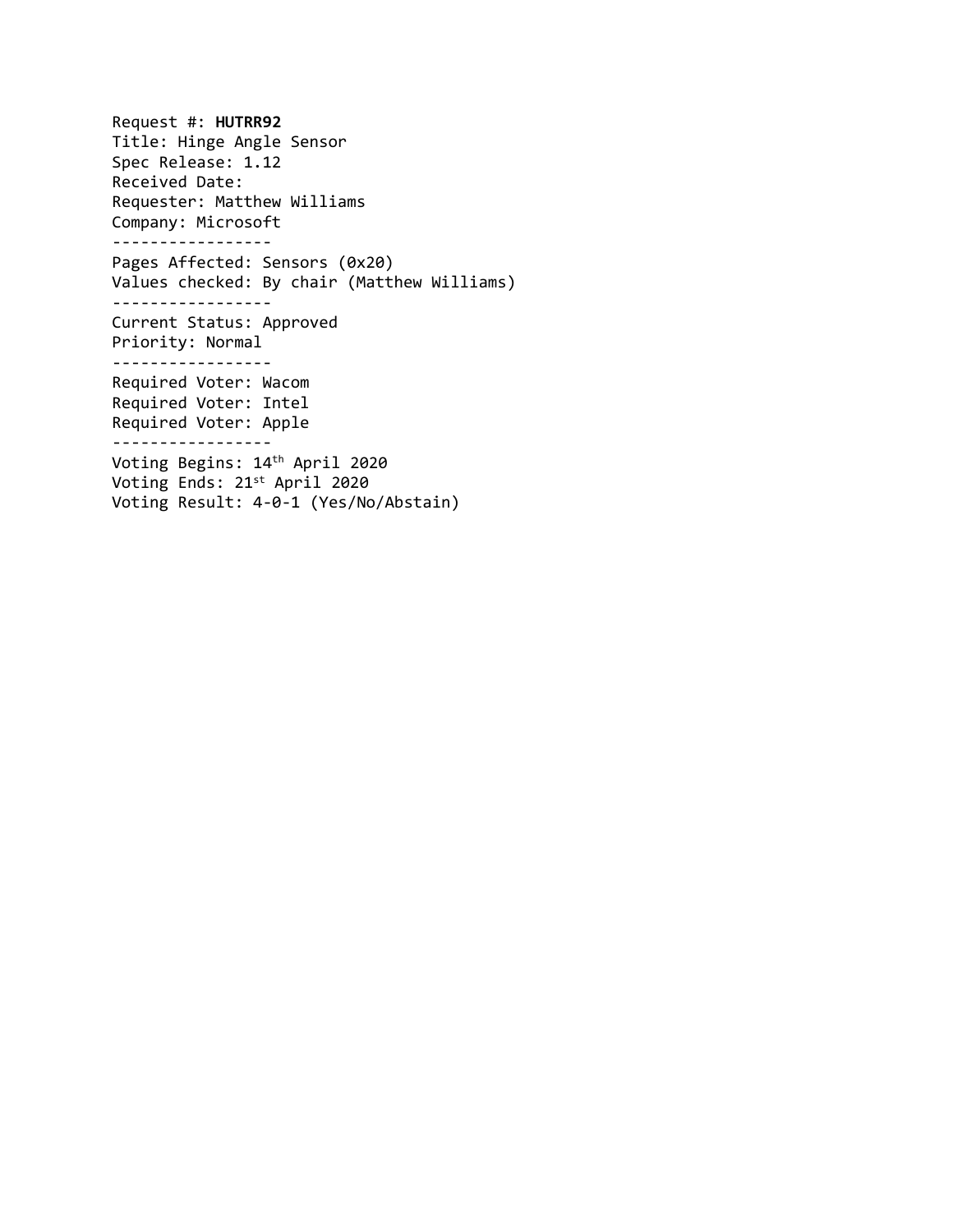Request #: **HUTRR92**
Title: Hinge Angle Sensor
Spec Release: 1.12
Received Date:
Requester: Matthew Williams
Company: Microsoft

-----------------

Pages Affected: Sensors (0x20)
Values checked: By chair (Matthew Williams)

-----------------

Current Status: Approved
Priority: Normal

-----------------

Required Voter: Wacom
Required Voter: Intel
Required Voter: Apple

-----------------

Voting Begins: 14th April 2020
Voting Ends: 21st April 2020
Voting Result: 4-0-1 (Yes/No/Abstain)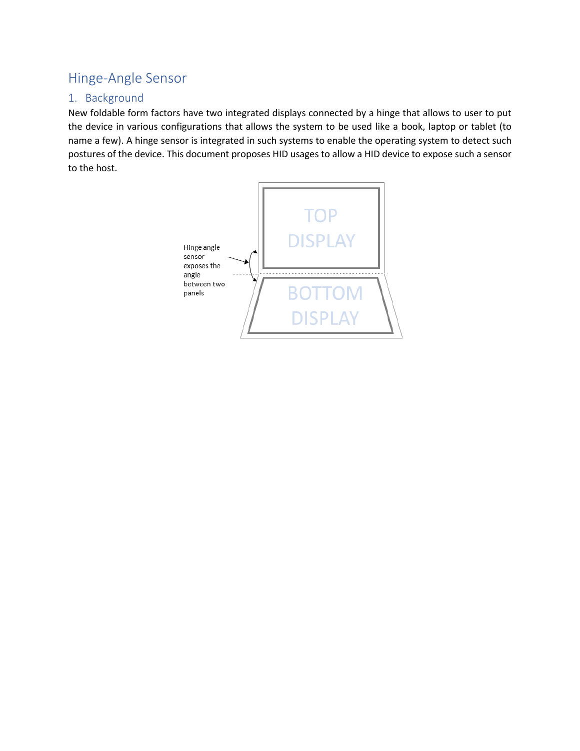# Hinge-Angle Sensor

## 1. Background

New foldable form factors have two integrated displays connected by a hinge that allows to user to put the device in various configurations that allows the system to be used like a book, laptop or tablet (to name a few). A hinge sensor is integrated in such systems to enable the operating system to detect such postures of the device. This document proposes HID usages to allow a HID device to expose such a sensor to the host.

Hinge angle sensor exposes the angle between two panels

TOP DISPLAY

BOTTOM DISPLAY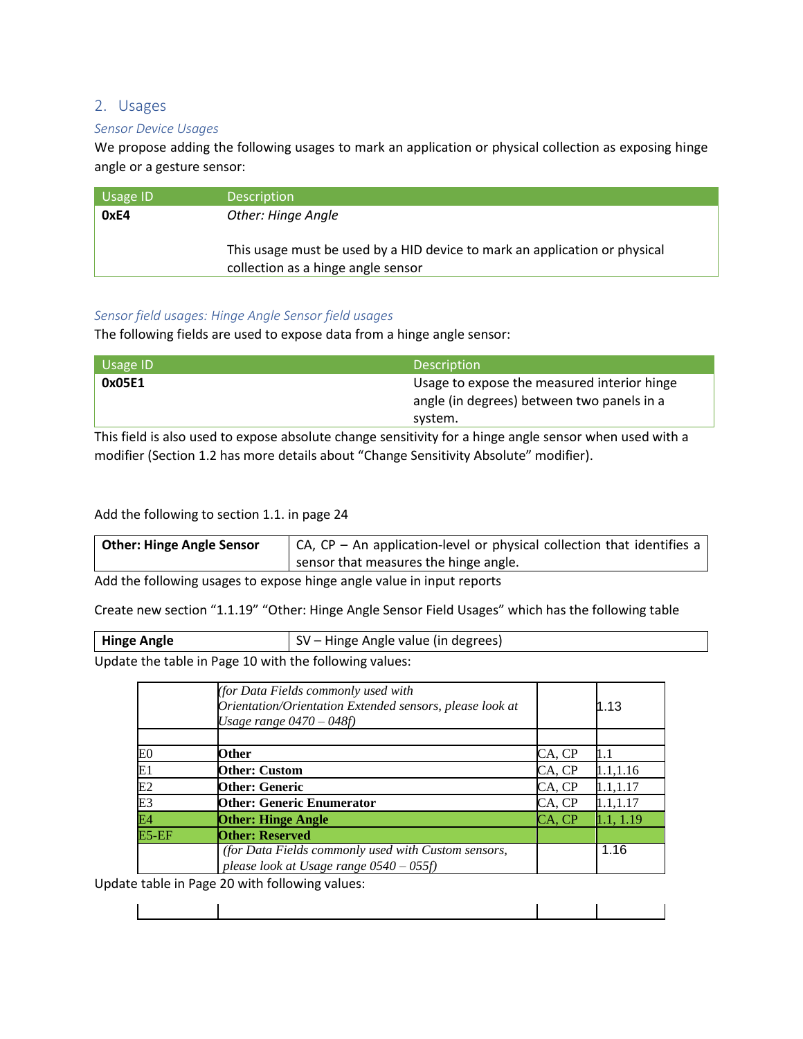## 2. Usages

### *Sensor Device Usages*

We propose adding the following usages to mark an application or physical collection as exposing hinge angle or a gesture sensor:

| Usage ID | Description |
|---|---|
| **0xE4** | *Other: Hinge Angle*<br><br>This usage must be used by a HID device to mark an application or physical collection as a hinge angle sensor |

### *Sensor field usages: Hinge Angle Sensor field usages*

The following fields are used to expose data from a hinge angle sensor:

| Usage ID | Description |
|---|---|
| **0x05E1** | Usage to expose the measured interior hinge angle (in degrees) between two panels in a system. |

This field is also used to expose absolute change sensitivity for a hinge angle sensor when used with a modifier (Section 1.2 has more details about "Change Sensitivity Absolute" modifier).

Add the following to section 1.1. in page 24

| **Other: Hinge Angle Sensor** | CA, CP – An application-level or physical collection that identifies a sensor that measures the hinge angle. |
|---|---|

Add the following usages to expose hinge angle value in input reports

Create new section "1.1.19" "Other: Hinge Angle Sensor Field Usages" which has the following table

| **Hinge Angle** | SV – Hinge Angle value (in degrees) |
|---|---|

Update the table in Page 10 with the following values:

| | | | |
|---|---|---|---|
| | *(for Data Fields commonly used with Orientation/Orientation Extended sensors, please look at Usage range 0470 – 048f)* | | 1.13 |
| | | | |
| E0 | **Other** | CA, CP | 1.1 |
| E1 | **Other: Custom** | CA, CP | 1.1,1.16 |
| E2 | **Other: Generic** | CA, CP | 1.1,1.17 |
| E3 | **Other: Generic Enumerator** | CA, CP | 1.1,1.17 |
| E4 | **Other: Hinge Angle** | CA, CP | 1.1, 1.19 |
| E5-EF | **Other: Reserved** | | |
| | *(for Data Fields commonly used with Custom sensors, please look at Usage range 0540 – 055f)* | | 1.16 |

Update table in Page 20 with following values: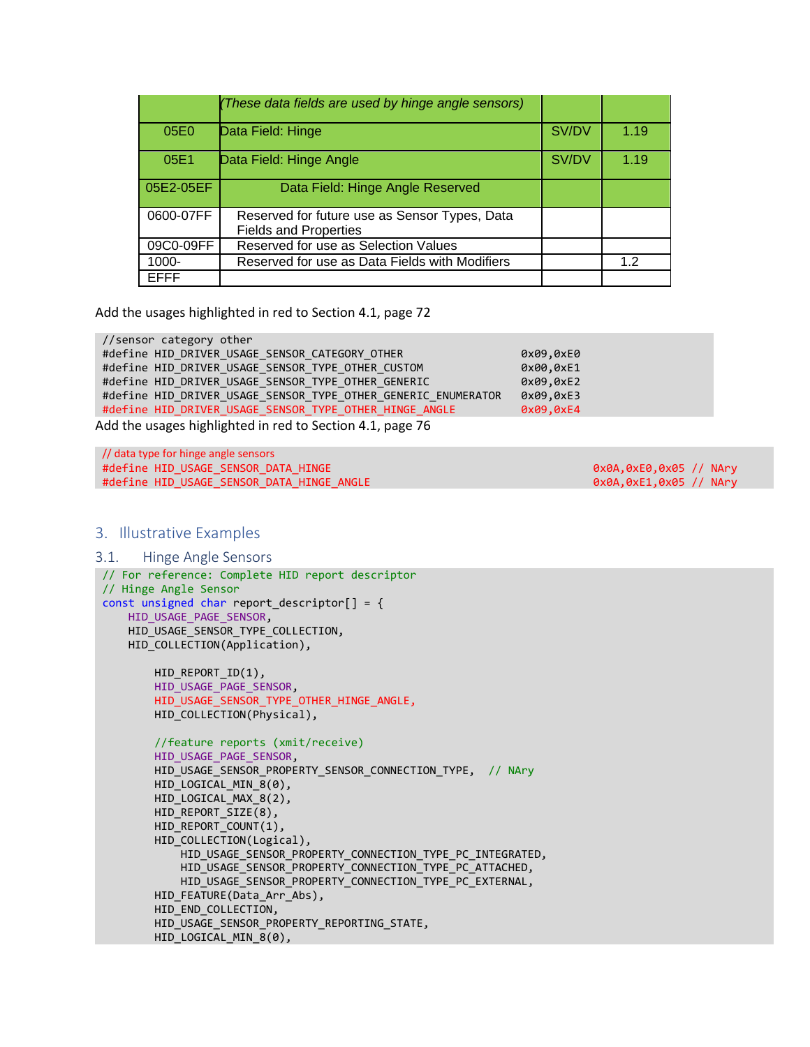| | | | |
|---|---|---|---|
| | (These data fields are used by hinge angle sensors) | | |
| 05E0 | Data Field: Hinge | SV/DV | 1.19 |
| 05E1 | Data Field: Hinge Angle | SV/DV | 1.19 |
| 05E2-05EF | Data Field: Hinge Angle Reserved | | |
| 0600-07FF | Reserved for future use as Sensor Types, Data Fields and Properties | | |
| 09C0-09FF | Reserved for use as Selection Values | | |
| 1000-EFFF | Reserved for use as Data Fields with Modifiers | | 1.2 |

Add the usages highlighted in red to Section 4.1, page 72

```
//sensor category other
#define HID_DRIVER_USAGE_SENSOR_CATEGORY_OTHER                    0x09,0xE0
#define HID_DRIVER_USAGE_SENSOR_TYPE_OTHER_CUSTOM                 0x00,0xE1
#define HID_DRIVER_USAGE_SENSOR_TYPE_OTHER_GENERIC                0x09,0xE2
#define HID_DRIVER_USAGE_SENSOR_TYPE_OTHER_GENERIC_ENUMERATOR     0x09,0xE3
#define HID_DRIVER_USAGE_SENSOR_TYPE_OTHER_HINGE_ANGLE            0x09,0xE4
```

Add the usages highlighted in red to Section 4.1, page 76

```
// data type for hinge angle sensors
#define HID_USAGE_SENSOR_DATA_HINGE                       0x0A,0xE0,0x05 // NAry
#define HID_USAGE_SENSOR_DATA_HINGE_ANGLE                 0x0A,0xE1,0x05 // NAry
```

## 3. Illustrative Examples

### 3.1. Hinge Angle Sensors

```
// For reference: Complete HID report descriptor
// Hinge Angle Sensor
const unsigned char report_descriptor[] = {
    HID_USAGE_PAGE_SENSOR,
    HID_USAGE_SENSOR_TYPE_COLLECTION,
    HID_COLLECTION(Application),

        HID_REPORT_ID(1),
        HID_USAGE_PAGE_SENSOR,
        HID_USAGE_SENSOR_TYPE_OTHER_HINGE_ANGLE,
        HID_COLLECTION(Physical),

        //feature reports (xmit/receive)
        HID_USAGE_PAGE_SENSOR,
        HID_USAGE_SENSOR_PROPERTY_SENSOR_CONNECTION_TYPE,  // NAry
        HID_LOGICAL_MIN_8(0),
        HID_LOGICAL_MAX_8(2),
        HID_REPORT_SIZE(8),
        HID_REPORT_COUNT(1),
        HID_COLLECTION(Logical),
            HID_USAGE_SENSOR_PROPERTY_CONNECTION_TYPE_PC_INTEGRATED,
            HID_USAGE_SENSOR_PROPERTY_CONNECTION_TYPE_PC_ATTACHED,
            HID_USAGE_SENSOR_PROPERTY_CONNECTION_TYPE_PC_EXTERNAL,
        HID_FEATURE(Data_Arr_Abs),
        HID_END_COLLECTION,
        HID_USAGE_SENSOR_PROPERTY_REPORTING_STATE,
        HID_LOGICAL_MIN_8(0),
```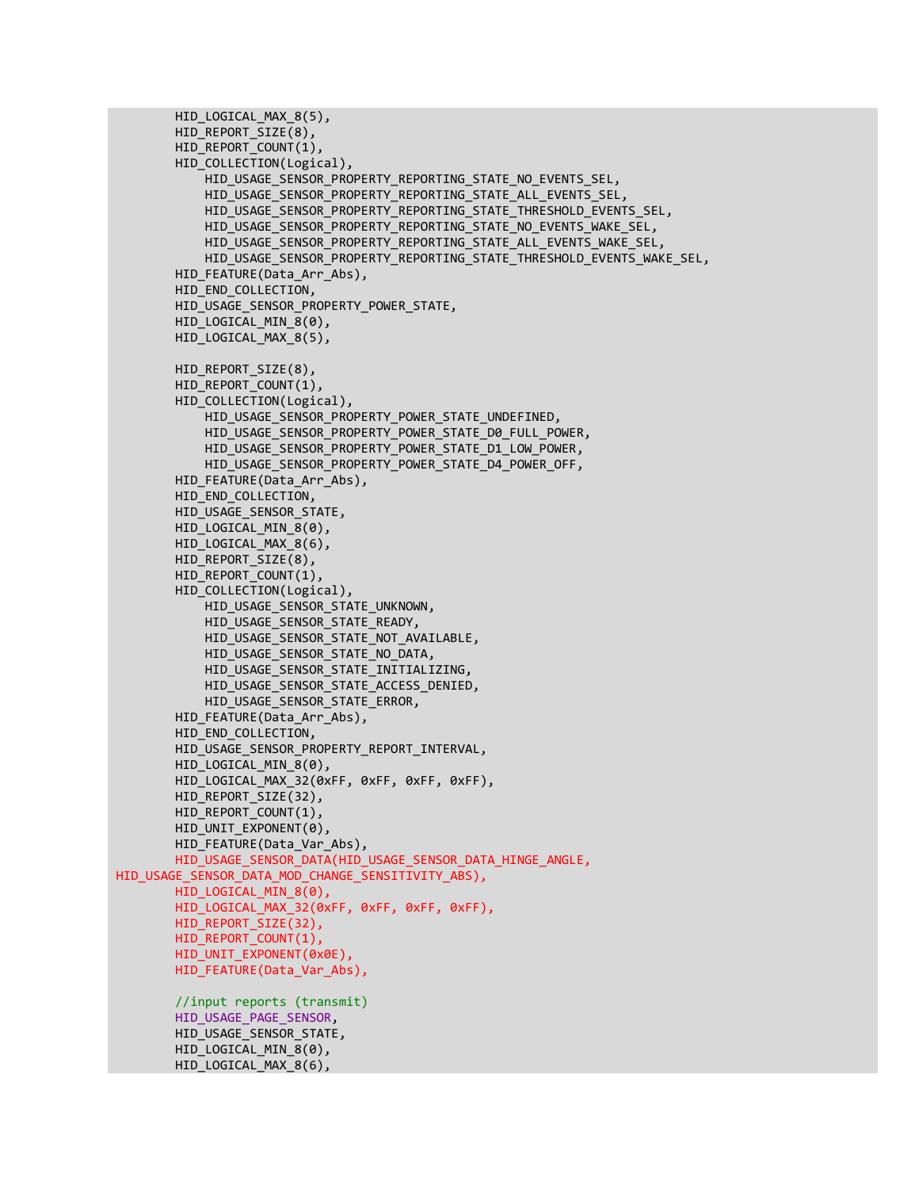```
        HID_LOGICAL_MAX_8(5),
        HID_REPORT_SIZE(8),
        HID_REPORT_COUNT(1),
        HID_COLLECTION(Logical),
            HID_USAGE_SENSOR_PROPERTY_REPORTING_STATE_NO_EVENTS_SEL,
            HID_USAGE_SENSOR_PROPERTY_REPORTING_STATE_ALL_EVENTS_SEL,
            HID_USAGE_SENSOR_PROPERTY_REPORTING_STATE_THRESHOLD_EVENTS_SEL,
            HID_USAGE_SENSOR_PROPERTY_REPORTING_STATE_NO_EVENTS_WAKE_SEL,
            HID_USAGE_SENSOR_PROPERTY_REPORTING_STATE_ALL_EVENTS_WAKE_SEL,
            HID_USAGE_SENSOR_PROPERTY_REPORTING_STATE_THRESHOLD_EVENTS_WAKE_SEL,
        HID_FEATURE(Data_Arr_Abs),
        HID_END_COLLECTION,
        HID_USAGE_SENSOR_PROPERTY_POWER_STATE,
        HID_LOGICAL_MIN_8(0),
        HID_LOGICAL_MAX_8(5),

        HID_REPORT_SIZE(8),
        HID_REPORT_COUNT(1),
        HID_COLLECTION(Logical),
            HID_USAGE_SENSOR_PROPERTY_POWER_STATE_UNDEFINED,
            HID_USAGE_SENSOR_PROPERTY_POWER_STATE_D0_FULL_POWER,
            HID_USAGE_SENSOR_PROPERTY_POWER_STATE_D1_LOW_POWER,
            HID_USAGE_SENSOR_PROPERTY_POWER_STATE_D4_POWER_OFF,
        HID_FEATURE(Data_Arr_Abs),
        HID_END_COLLECTION,
        HID_USAGE_SENSOR_STATE,
        HID_LOGICAL_MIN_8(0),
        HID_LOGICAL_MAX_8(6),
        HID_REPORT_SIZE(8),
        HID_REPORT_COUNT(1),
        HID_COLLECTION(Logical),
            HID_USAGE_SENSOR_STATE_UNKNOWN,
            HID_USAGE_SENSOR_STATE_READY,
            HID_USAGE_SENSOR_STATE_NOT_AVAILABLE,
            HID_USAGE_SENSOR_STATE_NO_DATA,
            HID_USAGE_SENSOR_STATE_INITIALIZING,
            HID_USAGE_SENSOR_STATE_ACCESS_DENIED,
            HID_USAGE_SENSOR_STATE_ERROR,
        HID_FEATURE(Data_Arr_Abs),
        HID_END_COLLECTION,
        HID_USAGE_SENSOR_PROPERTY_REPORT_INTERVAL,
        HID_LOGICAL_MIN_8(0),
        HID_LOGICAL_MAX_32(0xFF, 0xFF, 0xFF, 0xFF),
        HID_REPORT_SIZE(32),
        HID_REPORT_COUNT(1),
        HID_UNIT_EXPONENT(0),
        HID_FEATURE(Data_Var_Abs),
        HID_USAGE_SENSOR_DATA(HID_USAGE_SENSOR_DATA_HINGE_ANGLE,
 HID_USAGE_SENSOR_DATA_MOD_CHANGE_SENSITIVITY_ABS),
        HID_LOGICAL_MIN_8(0),
        HID_LOGICAL_MAX_32(0xFF, 0xFF, 0xFF, 0xFF),
        HID_REPORT_SIZE(32),
        HID_REPORT_COUNT(1),
        HID_UNIT_EXPONENT(0x0E),
        HID_FEATURE(Data_Var_Abs),

        //input reports (transmit)
        HID_USAGE_PAGE_SENSOR,
        HID_USAGE_SENSOR_STATE,
        HID_LOGICAL_MIN_8(0),
        HID_LOGICAL_MAX_8(6),
```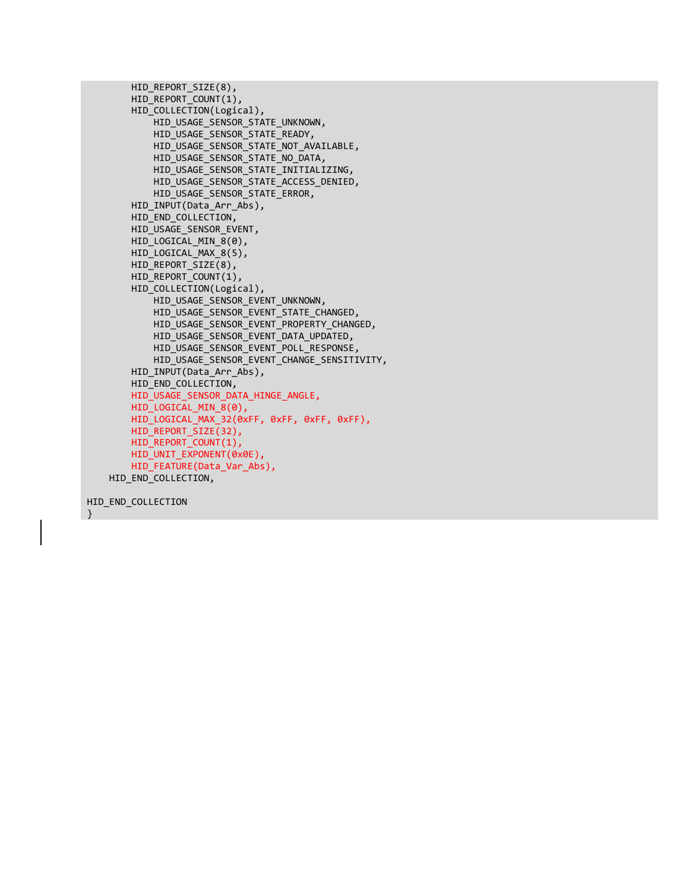```
        HID_REPORT_SIZE(8),
        HID_REPORT_COUNT(1),
        HID_COLLECTION(Logical),
            HID_USAGE_SENSOR_STATE_UNKNOWN,
            HID_USAGE_SENSOR_STATE_READY,
            HID_USAGE_SENSOR_STATE_NOT_AVAILABLE,
            HID_USAGE_SENSOR_STATE_NO_DATA,
            HID_USAGE_SENSOR_STATE_INITIALIZING,
            HID_USAGE_SENSOR_STATE_ACCESS_DENIED,
            HID_USAGE_SENSOR_STATE_ERROR,
        HID_INPUT(Data_Arr_Abs),
        HID_END_COLLECTION,
        HID_USAGE_SENSOR_EVENT,
        HID_LOGICAL_MIN_8(0),
        HID_LOGICAL_MAX_8(5),
        HID_REPORT_SIZE(8),
        HID_REPORT_COUNT(1),
        HID_COLLECTION(Logical),
            HID_USAGE_SENSOR_EVENT_UNKNOWN,
            HID_USAGE_SENSOR_EVENT_STATE_CHANGED,
            HID_USAGE_SENSOR_EVENT_PROPERTY_CHANGED,
            HID_USAGE_SENSOR_EVENT_DATA_UPDATED,
            HID_USAGE_SENSOR_EVENT_POLL_RESPONSE,
            HID_USAGE_SENSOR_EVENT_CHANGE_SENSITIVITY,
        HID_INPUT(Data_Arr_Abs),
        HID_END_COLLECTION,
        HID_USAGE_SENSOR_DATA_HINGE_ANGLE,
        HID_LOGICAL_MIN_8(0),
        HID_LOGICAL_MAX_32(0xFF, 0xFF, 0xFF, 0xFF),
        HID_REPORT_SIZE(32),
        HID_REPORT_COUNT(1),
        HID_UNIT_EXPONENT(0x0E),
        HID_FEATURE(Data_Var_Abs),
    HID_END_COLLECTION,

HID_END_COLLECTION
}
```